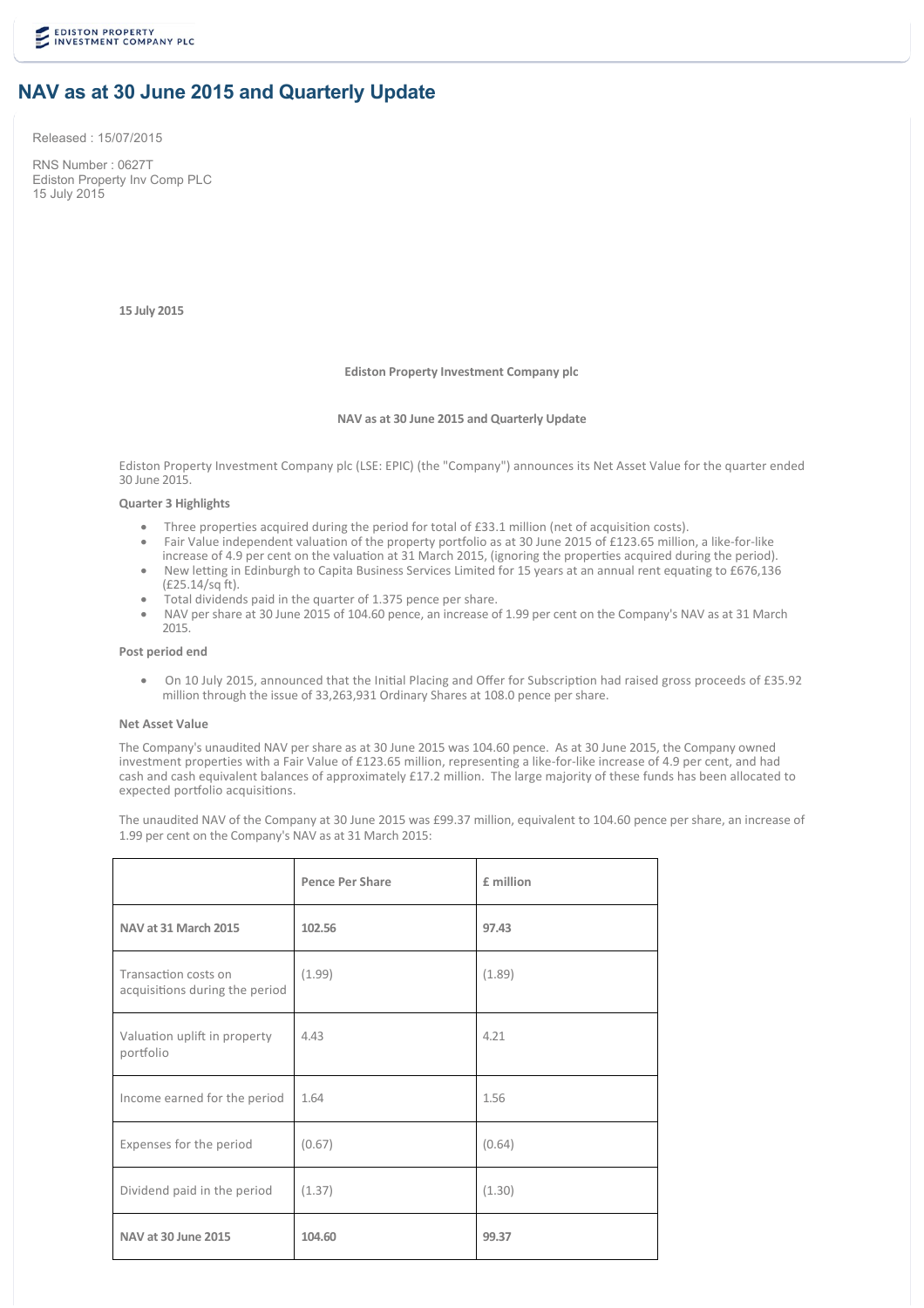# NAV as at 30 June 2015 and Quarterly Update

Released : 15/07/2015

RNS Number : 0627T
Edisston Property Inv Comp PLC
15 July 2015

**15 July 2015**

**Ediston Property Investment Company plc**

**NAV as at 30 June 2015 and Quarterly Update**

Ediston Property Investment Company plc (LSE: EPIC) (the "Company") announces its Net Asset Value for the quarter ended 30 June 2015.

**Quarter 3 Highlights**

- Three properties acquired during the period for total of £33.1 million (net of acquisition costs).
- Fair Value independent valuation of the property portfolio as at 30 June 2015 of £123.65 million, a like-for-like increase of 4.9 per cent on the valuation at 31 March 2015, (ignoring the properties acquired during the period).
- New letting in Edinburgh to Capita Business Services Limited for 15 years at an annual rent equating to £676,136 (£25.14/sq ft).
- Total dividends paid in the quarter of 1.375 pence per share.
- NAV per share at 30 June 2015 of 104.60 pence, an increase of 1.99 per cent on the Company's NAV as at 31 March 2015.

**Post period end**

- On 10 July 2015, announced that the Initial Placing and Offer for Subscription had raised gross proceeds of £35.92 million through the issue of 33,263,931 Ordinary Shares at 108.0 pence per share.

**Net Asset Value**

The Company's unaudited NAV per share as at 30 June 2015 was 104.60 pence. As at 30 June 2015, the Company owned investment properties with a Fair Value of £123.65 million, representing a like-for-like increase of 4.9 per cent, and had cash and cash equivalent balances of approximately £17.2 million. The large majority of these funds has been allocated to expected portfolio acquisitions.

The unaudited NAV of the Company at 30 June 2015 was £99.37 million, equivalent to 104.60 pence per share, an increase of 1.99 per cent on the Company's NAV as at 31 March 2015:

| | **Pence Per Share** | **£ million** |
|---|---|---|
| **NAV at 31 March 2015** | **102.56** | **97.43** |
| Transaction costs on acquisitions during the period | (1.99) | (1.89) |
| Valuation uplift in property portfolio | 4.43 | 4.21 |
| Income earned for the period | 1.64 | 1.56 |
| Expenses for the period | (0.67) | (0.64) |
| Dividend paid in the period | (1.37) | (1.30) |
| **NAV at 30 June 2015** | **104.60** | **99.37** |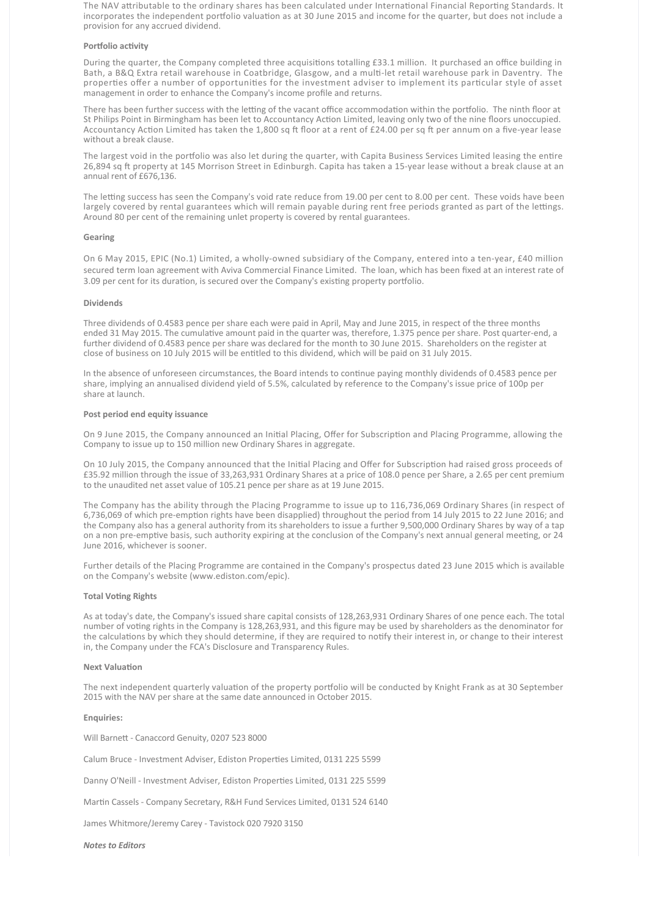The NAV attributable to the ordinary shares has been calculated under International Financial Reporting Standards. It incorporates the independent portfolio valuation as at 30 June 2015 and income for the quarter, but does not include a provision for any accrued dividend.

**Portfolio activity**

During the quarter, the Company completed three acquisitions totalling £33.1 million. It purchased an office building in Bath, a B&Q Extra retail warehouse in Coatbridge, Glasgow, and a multi-let retail warehouse park in Daventry. The properties offer a number of opportunities for the investment adviser to implement its particular style of asset management in order to enhance the Company's income profile and returns.

There has been further success with the letting of the vacant office accommodation within the portfolio. The ninth floor at St Philips Point in Birmingham has been let to Accountancy Action Limited, leaving only two of the nine floors unoccupied. Accountancy Action Limited has taken the 1,800 sq ft floor at a rent of £24.00 per sq ft per annum on a five-year lease without a break clause.

The largest void in the portfolio was also let during the quarter, with Capita Business Services Limited leasing the entire 26,894 sq ft property at 145 Morrison Street in Edinburgh. Capita has taken a 15-year lease without a break clause at an annual rent of £676,136.

The letting success has seen the Company's void rate reduce from 19.00 per cent to 8.00 per cent. These voids have been largely covered by rental guarantees which will remain payable during rent free periods granted as part of the lettings. Around 80 per cent of the remaining unlet property is covered by rental guarantees.

**Gearing**

On 6 May 2015, EPIC (No.1) Limited, a wholly-owned subsidiary of the Company, entered into a ten-year, £40 million secured term loan agreement with Aviva Commercial Finance Limited. The loan, which has been fixed at an interest rate of 3.09 per cent for its duration, is secured over the Company's existing property portfolio.

**Dividends**

Three dividends of 0.4583 pence per share each were paid in April, May and June 2015, in respect of the three months ended 31 May 2015. The cumulative amount paid in the quarter was, therefore, 1.375 pence per share. Post quarter-end, a further dividend of 0.4583 pence per share was declared for the month to 30 June 2015. Shareholders on the register at close of business on 10 July 2015 will be entitled to this dividend, which will be paid on 31 July 2015.

In the absence of unforeseen circumstances, the Board intends to continue paying monthly dividends of 0.4583 pence per share, implying an annualised dividend yield of 5.5%, calculated by reference to the Company's issue price of 100p per share at launch.

**Post period end equity issuance**

On 9 June 2015, the Company announced an Initial Placing, Offer for Subscription and Placing Programme, allowing the Company to issue up to 150 million new Ordinary Shares in aggregate.

On 10 July 2015, the Company announced that the Initial Placing and Offer for Subscription had raised gross proceeds of £35.92 million through the issue of 33,263,931 Ordinary Shares at a price of 108.0 pence per Share, a 2.65 per cent premium to the unaudited net asset value of 105.21 pence per share as at 19 June 2015.

The Company has the ability through the Placing Programme to issue up to 116,736,069 Ordinary Shares (in respect of 6,736,069 of which pre-emption rights have been disapplied) throughout the period from 14 July 2015 to 22 June 2016; and the Company also has a general authority from its shareholders to issue a further 9,500,000 Ordinary Shares by way of a tap on a non pre-emptive basis, such authority expiring at the conclusion of the Company's next annual general meeting, or 24 June 2016, whichever is sooner.

Further details of the Placing Programme are contained in the Company's prospectus dated 23 June 2015 which is available on the Company's website (www.ediston.com/epic).

**Total Voting Rights**

As at today's date, the Company's issued share capital consists of 128,263,931 Ordinary Shares of one pence each. The total number of voting rights in the Company is 128,263,931, and this figure may be used by shareholders as the denominator for the calculations by which they should determine, if they are required to notify their interest in, or change to their interest in, the Company under the FCA's Disclosure and Transparency Rules.

**Next Valuation**

The next independent quarterly valuation of the property portfolio will be conducted by Knight Frank as at 30 September 2015 with the NAV per share at the same date announced in October 2015.

**Enquiries:**

Will Barnett - Canaccord Genuity, 0207 523 8000

Calum Bruce - Investment Adviser, Ediston Properties Limited, 0131 225 5599

Danny O'Neill - Investment Adviser, Ediston Properties Limited, 0131 225 5599

Martin Cassels - Company Secretary, R&H Fund Services Limited, 0131 524 6140

James Whitmore/Jeremy Carey - Tavistock 020 7920 3150

***Notes to Editors***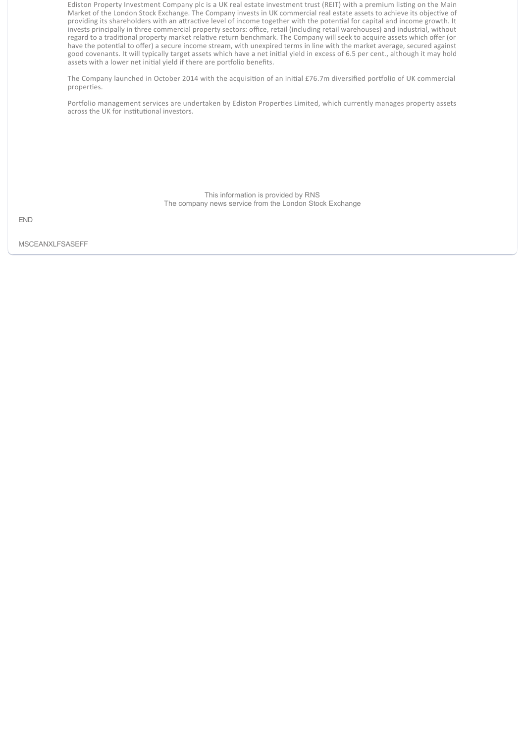Ediston Property Investment Company plc is a UK real estate investment trust (REIT) with a premium listing on the Main Market of the London Stock Exchange. The Company invests in UK commercial real estate assets to achieve its objective of providing its shareholders with an attractive level of income together with the potential for capital and income growth. It invests principally in three commercial property sectors: office, retail (including retail warehouses) and industrial, without regard to a traditional property market relative return benchmark. The Company will seek to acquire assets which offer (or have the potential to offer) a secure income stream, with unexpired terms in line with the market average, secured against good covenants. It will typically target assets which have a net initial yield in excess of 6.5 per cent., although it may hold assets with a lower net initial yield if there are portfolio benefits.

The Company launched in October 2014 with the acquisition of an initial £76.7m diversified portfolio of UK commercial properties.

Portfolio management services are undertaken by Ediston Properties Limited, which currently manages property assets across the UK for institutional investors.

This information is provided by RNS
The company news service from the London Stock Exchange

END

MSCEANXLFSASEFF